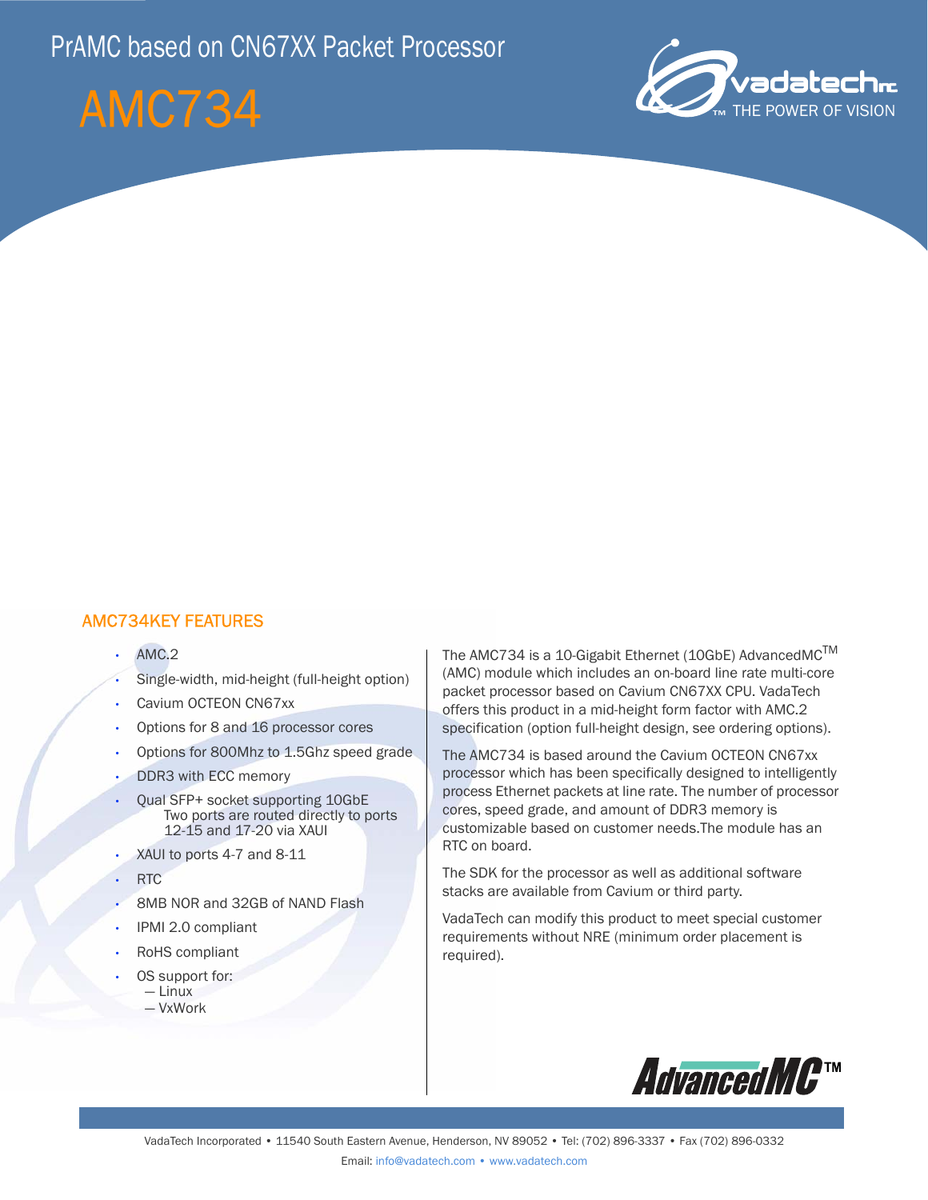# PrAMC based on CN67XX Packet Processor

# AMC734

vadatech inc THE POWER OF VISION

## AMC734KEY FEATURES

- AMC.2
- Single-width, mid-height (full-height option)
- Cavium OCTEON CN67xx
- Options for 8 and 16 processor cores
- Options for 800Mhz to 1.5Ghz speed grade
- DDR3 with ECC memory
- Qual SFP+ socket supporting 10GbE
  Two ports are routed directly to ports 12-15 and 17-20 via XAUI
- XAUI to ports 4-7 and 8-11
- RTC
- 8MB NOR and 32GB of NAND Flash
- IPMI 2.0 compliant
- RoHS compliant
- OS support for:
  — Linux
  — VxWork

The AMC734 is a 10-Gigabit Ethernet (10GbE) AdvancedMC™ (AMC) module which includes an on-board line rate multi-core packet processor based on Cavium CN67XX CPU. VadaTech offers this product in a mid-height form factor with AMC.2 specification (option full-height design, see ordering options).

The AMC734 is based around the Cavium OCTEON CN67xx processor which has been specifically designed to intelligently process Ethernet packets at line rate. The number of processor cores, speed grade, and amount of DDR3 memory is customizable based on customer needs.The module has an RTC on board.

The SDK for the processor as well as additional software stacks are available from Cavium or third party.

VadaTech can modify this product to meet special customer requirements without NRE (minimum order placement is required).

AdvancedMC™

VadaTech Incorporated • 11540 South Eastern Avenue, Henderson, NV 89052 • Tel: (702) 896-3337 • Fax (702) 896-0332

Email: info@vadatech.com • www.vadatech.com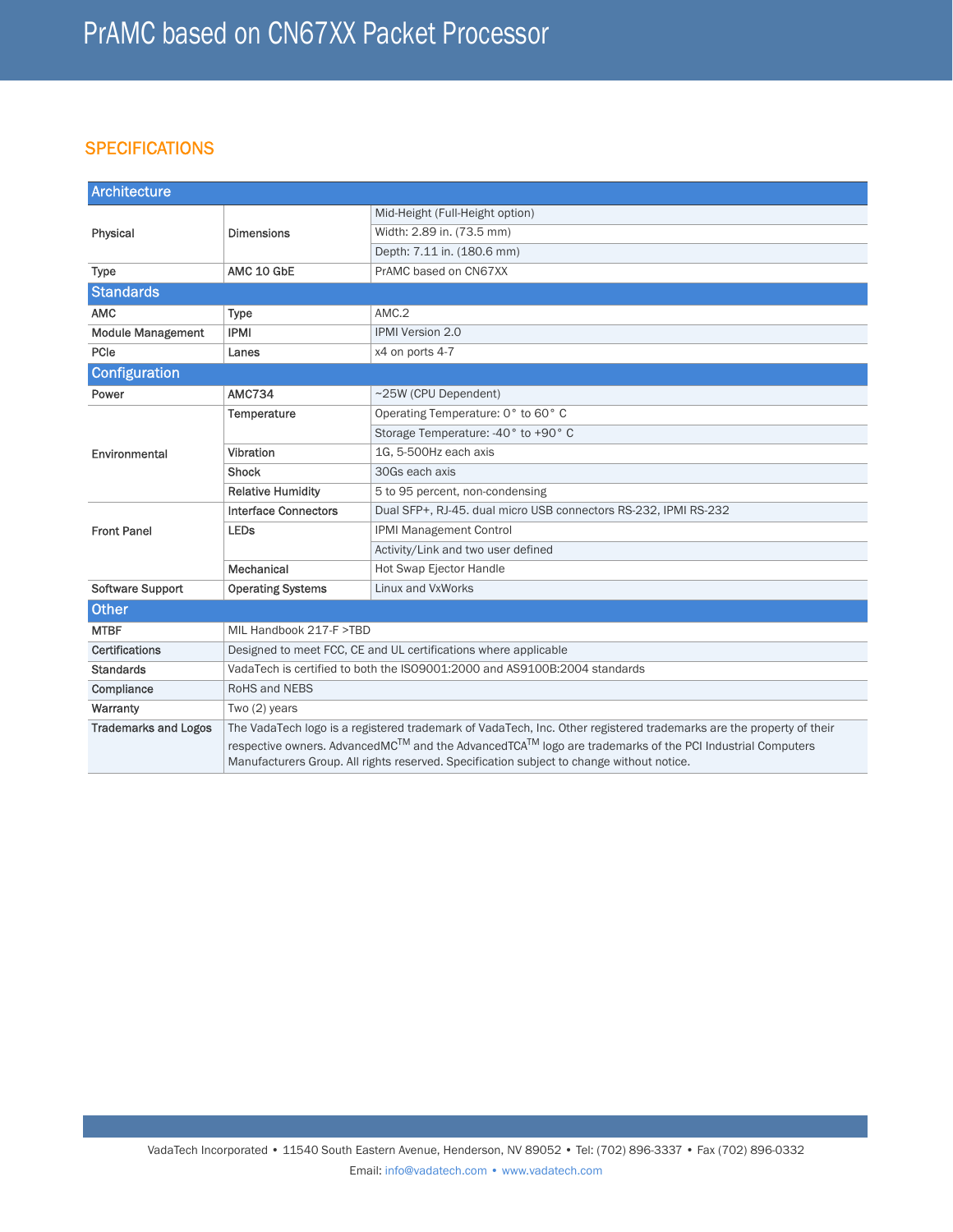# PrAMC based on CN67XX Packet Processor

## SPECIFICATIONS

| | | |
|---|---|---|
| **Architecture** | | |
| Physical | Dimensions | Mid-Height (Full-Height option) |
| | | Width: 2.89 in. (73.5 mm) |
| | | Depth: 7.11 in. (180.6 mm) |
| Type | AMC 10 GbE | PrAMC based on CN67XX |
| **Standards** | | |
| AMC | Type | AMC.2 |
| Module Management | IPMI | IPMI Version 2.0 |
| PCIe | Lanes | x4 on ports 4-7 |
| **Configuration** | | |
| Power | AMC734 | ~25W (CPU Dependent) |
| Environmental | Temperature | Operating Temperature: 0° to 60° C |
| | | Storage Temperature: -40° to +90° C |
| | Vibration | 1G, 5-500Hz each axis |
| | Shock | 30Gs each axis |
| | Relative Humidity | 5 to 95 percent, non-condensing |
| Front Panel | Interface Connectors | Dual SFP+, RJ-45. dual micro USB connectors RS-232, IPMI RS-232 |
| | LEDs | IPMI Management Control |
| | | Activity/Link and two user defined |
| | Mechanical | Hot Swap Ejector Handle |
| Software Support | Operating Systems | Linux and VxWorks |
| **Other** | | |
| MTBF | MIL Handbook 217-F >TBD | |
| Certifications | Designed to meet FCC, CE and UL certifications where applicable | |
| Standards | VadaTech is certified to both the ISO9001:2000 and AS9100B:2004 standards | |
| Compliance | RoHS and NEBS | |
| Warranty | Two (2) years | |
| Trademarks and Logos | The VadaTech logo is a registered trademark of VadaTech, Inc. Other registered trademarks are the property of their respective owners. AdvancedMC™ and the AdvancedTCA™ logo are trademarks of the PCI Industrial Computers Manufacturers Group. All rights reserved. Specification subject to change without notice. | |

VadaTech Incorporated • 11540 South Eastern Avenue, Henderson, NV 89052 • Tel: (702) 896-3337 • Fax (702) 896-0332

Email: info@vadatech.com • www.vadatech.com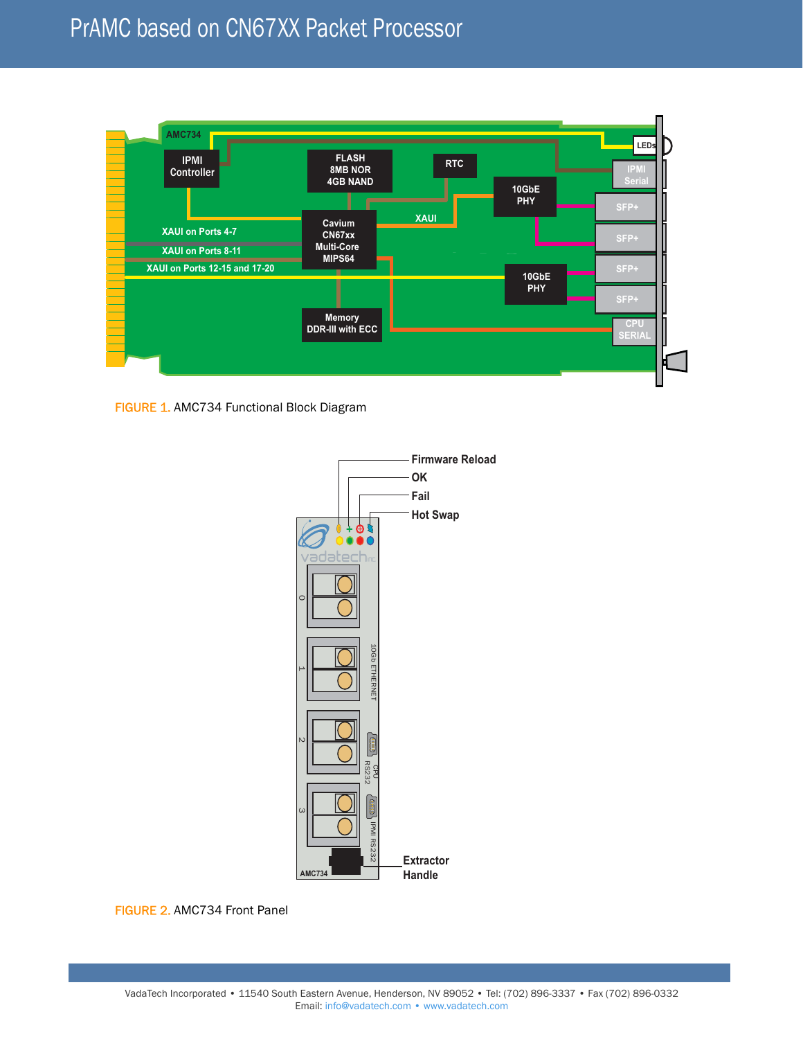# PrAMC based on CN67XX Packet Processor

AMC734

IPMI Controller

FLASH 8MB NOR 4GB NAND

RTC

LEDs

IPMI Serial

10GbE PHY

SFP+

XAUI

XAUI on Ports 4-7

XAUI on Ports 8-11

XAUI on Ports 12-15 and 17-20

Cavium CN67xx Multi-Core MIPS64

SFP+

SFP+

10GbE PHY

SFP+

Memory DDR-III with ECC

CPU SERIAL

FIGURE 1. AMC734 Functional Block Diagram

Firmware Reload

OK

Fail

Hot Swap

vadatech

0

1

2

3

10Gb ETHERNET

CPU RS232

IPMI RS232

Extractor Handle

AMC734

FIGURE 2. AMC734 Front Panel

VadaTech Incorporated • 11540 South Eastern Avenue, Henderson, NV 89052 • Tel: (702) 896-3337 • Fax (702) 896-0332
Email: info@vadatech.com • www.vadatech.com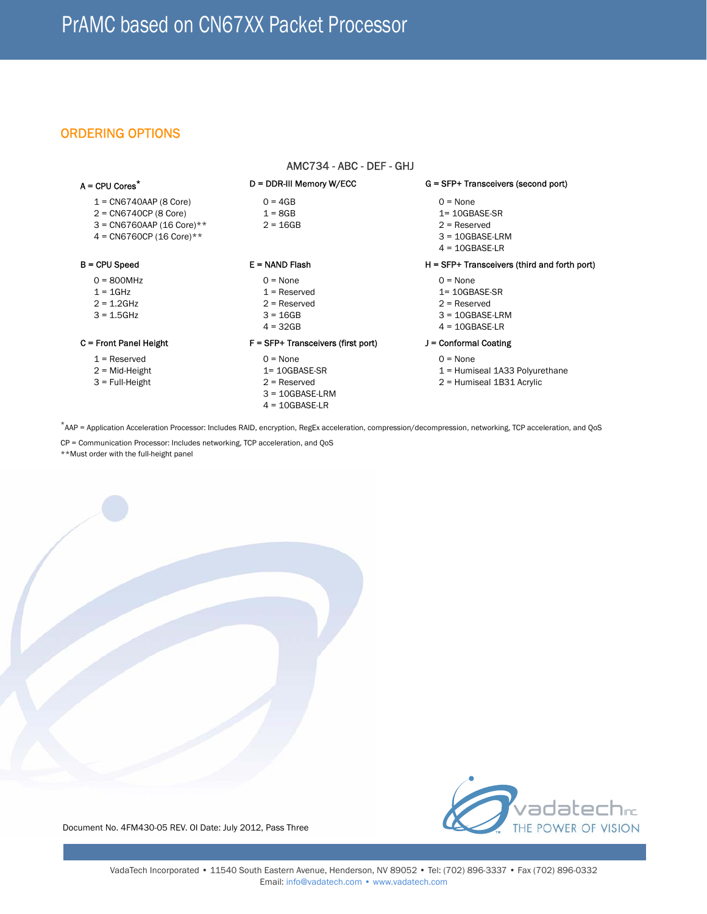# PrAMC based on CN67XX Packet Processor

## ORDERING OPTIONS

AMC734 - ABC - DEF - GHJ

**A = CPU Cores***

- 1 = CN6740AAP (8 Core)
- 2 = CN6740CP (8 Core)
- 3 = CN6760AAP (16 Core)**
- 4 = CN6760CP (16 Core)**

**B = CPU Speed**

- 0 = 800MHz
- 1 = 1GHz
- 2 = 1.2GHz
- 3 = 1.5GHz

**C = Front Panel Height**

- 1 = Reserved
- 2 = Mid-Height
- 3 = Full-Height

**D = DDR-III Memory W/ECC**

- 0 = 4GB
- 1 = 8GB
- 2 = 16GB

**E = NAND Flash**

- 0 = None
- 1 = Reserved
- 2 = Reserved
- 3 = 16GB
- 4 = 32GB

**F = SFP+ Transceivers (first port)**

- 0 = None
- 1= 10GBASE-SR
- 2 = Reserved
- 3 = 10GBASE-LRM
- 4 = 10GBASE-LR

**G = SFP+ Transceivers (second port)**

- 0 = None
- 1= 10GBASE-SR
- 2 = Reserved
- 3 = 10GBASE-LRM
- 4 = 10GBASE-LR

**H = SFP+ Transceivers (third and forth port)**

- 0 = None
- 1= 10GBASE-SR
- 2 = Reserved
- 3 = 10GBASE-LRM
- 4 = 10GBASE-LR

**J = Conformal Coating**

- 0 = None
- 1 = Humiseal 1A33 Polyurethane
- 2 = Humiseal 1B31 Acrylic

*AAP = Application Acceleration Processor: Includes RAID, encryption, RegEx acceleration, compression/decompression, networking, TCP acceleration, and QoS

CP = Communication Processor: Includes networking, TCP acceleration, and QoS

**Must order with the full-height panel

Document No. 4FM430-05 REV. OI Date: July 2012, Pass Three

vadatech inc — THE POWER OF VISION

VadaTech Incorporated • 11540 South Eastern Avenue, Henderson, NV 89052 • Tel: (702) 896-3337 • Fax (702) 896-0332
Email: info@vadatech.com • www.vadatech.com